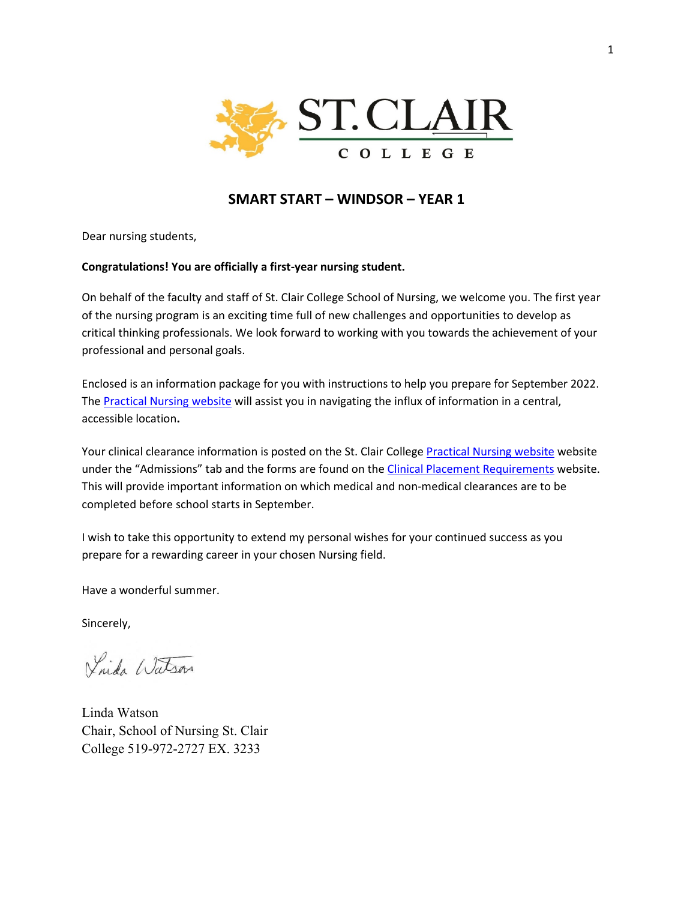# SMART START – WINDSOR – YEAR 1

Dear nursing students,

**Congratulations! You are officially a first-year nursing student.**

On behalf of the faculty and staff of St. Clair College School of Nursing, we welcome you. The first year of the nursing program is an exciting time full of new challenges and opportunities to develop as critical thinking professionals. We look forward to working with you towards the achievement of your professional and personal goals.

Enclosed is an information package for you with instructions to help you prepare for September 2022. The Practical Nursing website will assist you in navigating the influx of information in a central, accessible location**.**

Your clinical clearance information is posted on the St. Clair College Practical Nursing website website under the "Admissions" tab and the forms are found on the Clinical Placement Requirements website. This will provide important information on which medical and non-medical clearances are to be completed before school starts in September.

I wish to take this opportunity to extend my personal wishes for your continued success as you prepare for a rewarding career in your chosen Nursing field.

Have a wonderful summer.

Sincerely,

Linda Watson

Linda Watson
Chair, School of Nursing St. Clair
College 519-972-2727 EX. 3233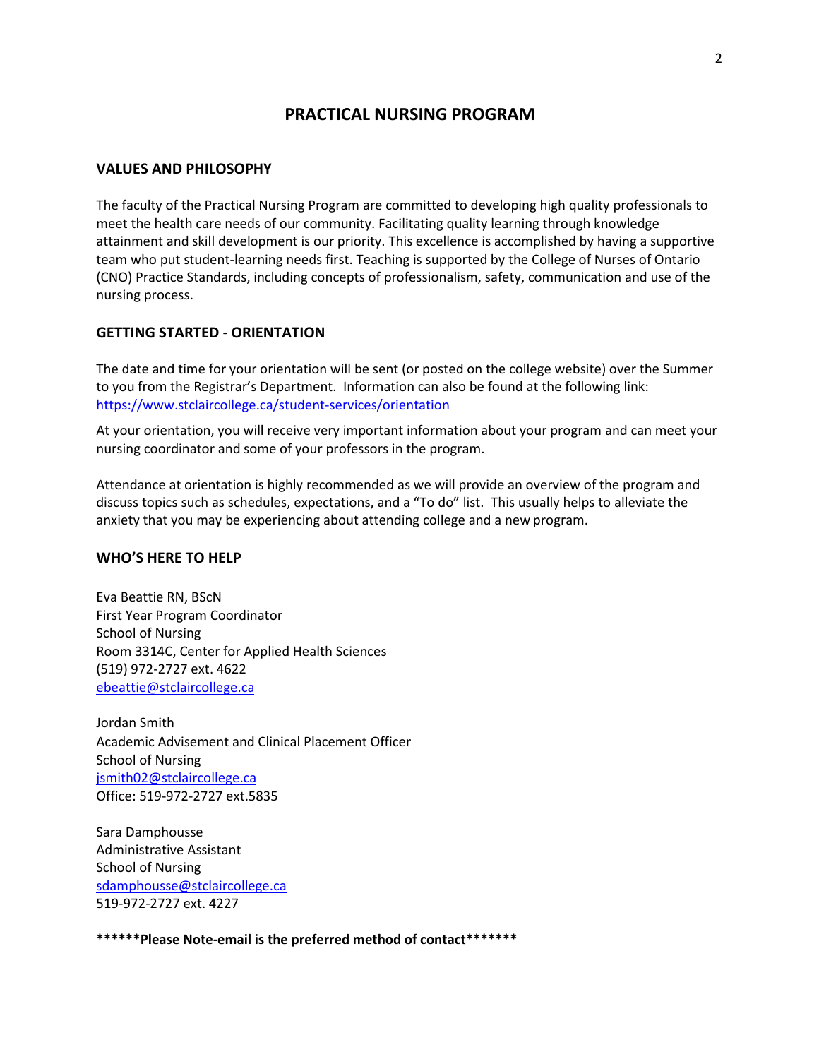# PRACTICAL NURSING PROGRAM

## VALUES AND PHILOSOPHY

The faculty of the Practical Nursing Program are committed to developing high quality professionals to meet the health care needs of our community. Facilitating quality learning through knowledge attainment and skill development is our priority. This excellence is accomplished by having a supportive team who put student-learning needs first. Teaching is supported by the College of Nurses of Ontario (CNO) Practice Standards, including concepts of professionalism, safety, communication and use of the nursing process.

## GETTING STARTED - ORIENTATION

The date and time for your orientation will be sent (or posted on the college website) over the Summer to you from the Registrar's Department. Information can also be found at the following link: https://www.stclaircollege.ca/student-services/orientation

At your orientation, you will receive very important information about your program and can meet your nursing coordinator and some of your professors in the program.

Attendance at orientation is highly recommended as we will provide an overview of the program and discuss topics such as schedules, expectations, and a "To do" list. This usually helps to alleviate the anxiety that you may be experiencing about attending college and a new program.

## WHO'S HERE TO HELP

Eva Beattie RN, BScN
First Year Program Coordinator
School of Nursing
Room 3314C, Center for Applied Health Sciences
(519) 972-2727 ext. 4622
ebeattie@stclaircollege.ca

Jordan Smith
Academic Advisement and Clinical Placement Officer
School of Nursing
jsmith02@stclaircollege.ca
Office: 519-972-2727 ext.5835

Sara Damphousse
Administrative Assistant
School of Nursing
sdamphousse@stclaircollege.ca
519-972-2727 ext. 4227

**\*\*\*\*\*\*Please Note-email is the preferred method of contact\*\*\*\*\*\*\***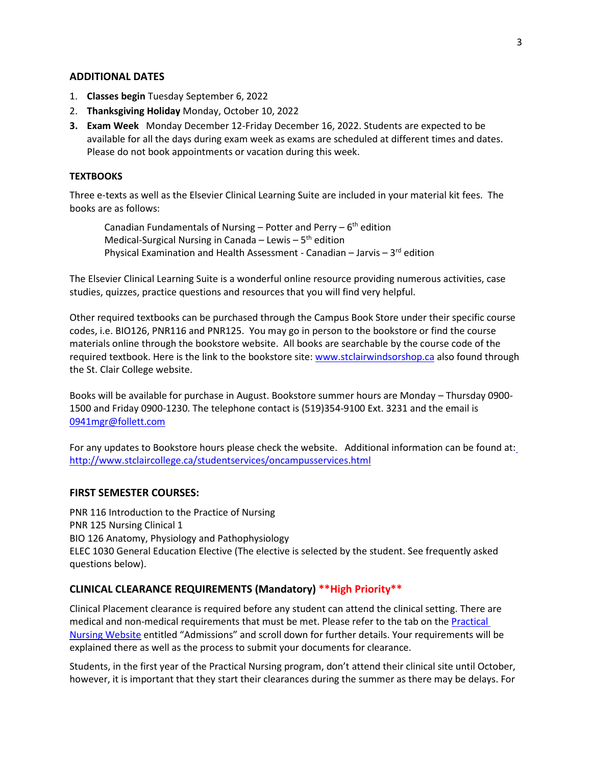## ADDITIONAL DATES

1. **Classes begin** Tuesday September 6, 2022
2. **Thanksgiving Holiday** Monday, October 10, 2022
3. **Exam Week** Monday December 12-Friday December 16, 2022. Students are expected to be available for all the days during exam week as exams are scheduled at different times and dates. Please do not book appointments or vacation during this week.

## TEXTBOOKS

Three e-texts as well as the Elsevier Clinical Learning Suite are included in your material kit fees. The books are as follows:

> Canadian Fundamentals of Nursing – Potter and Perry – 6th edition
> Medical-Surgical Nursing in Canada – Lewis – 5th edition
> Physical Examination and Health Assessment - Canadian – Jarvis – 3rd edition

The Elsevier Clinical Learning Suite is a wonderful online resource providing numerous activities, case studies, quizzes, practice questions and resources that you will find very helpful.

Other required textbooks can be purchased through the Campus Book Store under their specific course codes, i.e. BIO126, PNR116 and PNR125. You may go in person to the bookstore or find the course materials online through the bookstore website. All books are searchable by the course code of the required textbook. Here is the link to the bookstore site: [www.stclairwindsorshop.ca](www.stclairwindsorshop.ca) also found through the St. Clair College website.

Books will be available for purchase in August. Bookstore summer hours are Monday – Thursday 0900-1500 and Friday 0900-1230. The telephone contact is (519)354-9100 Ext. 3231 and the email is 0941mgr@follett.com

For any updates to Bookstore hours please check the website. Additional information can be found at: http://www.stclaircollege.ca/studentservices/oncampusservices.html

## FIRST SEMESTER COURSES:

PNR 116 Introduction to the Practice of Nursing
PNR 125 Nursing Clinical 1
BIO 126 Anatomy, Physiology and Pathophysiology
ELEC 1030 General Education Elective (The elective is selected by the student. See frequently asked questions below).

## CLINICAL CLEARANCE REQUIREMENTS (Mandatory) **High Priority**

Clinical Placement clearance is required before any student can attend the clinical setting. There are medical and non-medical requirements that must be met. Please refer to the tab on the Practical Nursing Website entitled "Admissions" and scroll down for further details. Your requirements will be explained there as well as the process to submit your documents for clearance.

Students, in the first year of the Practical Nursing program, don't attend their clinical site until October, however, it is important that they start their clearances during the summer as there may be delays. For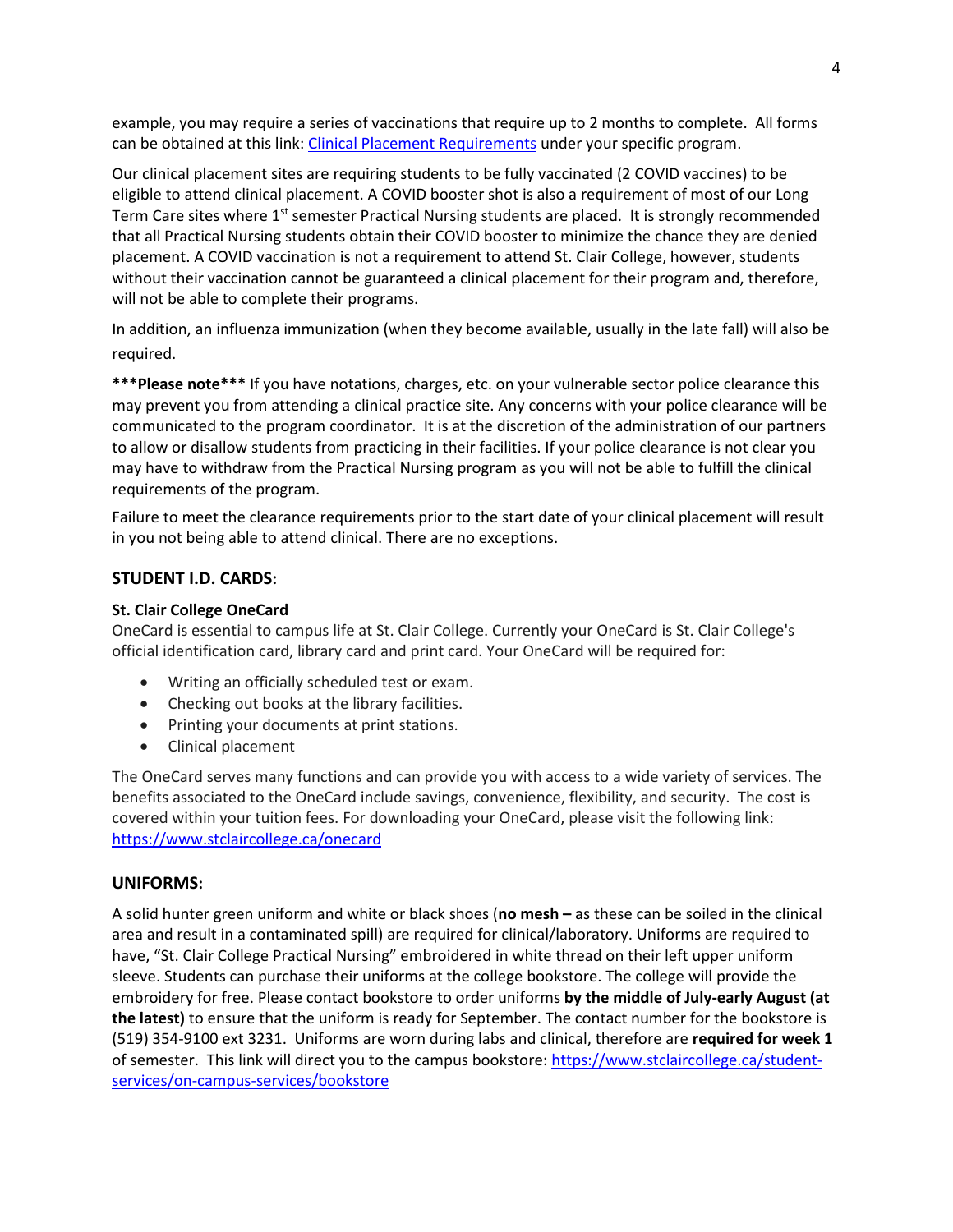example, you may require a series of vaccinations that require up to 2 months to complete. All forms can be obtained at this link: [Clinical Placement Requirements]() under your specific program.

Our clinical placement sites are requiring students to be fully vaccinated (2 COVID vaccines) to be eligible to attend clinical placement. A COVID booster shot is also a requirement of most of our Long Term Care sites where 1st semester Practical Nursing students are placed. It is strongly recommended that all Practical Nursing students obtain their COVID booster to minimize the chance they are denied placement. A COVID vaccination is not a requirement to attend St. Clair College, however, students without their vaccination cannot be guaranteed a clinical placement for their program and, therefore, will not be able to complete their programs.

In addition, an influenza immunization (when they become available, usually in the late fall) will also be required.

**\*\*\*Please note\*\*\*** If you have notations, charges, etc. on your vulnerable sector police clearance this may prevent you from attending a clinical practice site. Any concerns with your police clearance will be communicated to the program coordinator. It is at the discretion of the administration of our partners to allow or disallow students from practicing in their facilities. If your police clearance is not clear you may have to withdraw from the Practical Nursing program as you will not be able to fulfill the clinical requirements of the program.

Failure to meet the clearance requirements prior to the start date of your clinical placement will result in you not being able to attend clinical. There are no exceptions.

## STUDENT I.D. CARDS:

### St. Clair College OneCard

OneCard is essential to campus life at St. Clair College. Currently your OneCard is St. Clair College's official identification card, library card and print card. Your OneCard will be required for:

- Writing an officially scheduled test or exam.
- Checking out books at the library facilities.
- Printing your documents at print stations.
- Clinical placement

The OneCard serves many functions and can provide you with access to a wide variety of services. The benefits associated to the OneCard include savings, convenience, flexibility, and security. The cost is covered within your tuition fees. For downloading your OneCard, please visit the following link: https://www.stclaircollege.ca/onecard

## UNIFORMS:

A solid hunter green uniform and white or black shoes (**no mesh –** as these can be soiled in the clinical area and result in a contaminated spill) are required for clinical/laboratory. Uniforms are required to have, "St. Clair College Practical Nursing" embroidered in white thread on their left upper uniform sleeve. Students can purchase their uniforms at the college bookstore. The college will provide the embroidery for free. Please contact bookstore to order uniforms **by the middle of July-early August (at the latest)** to ensure that the uniform is ready for September. The contact number for the bookstore is (519) 354-9100 ext 3231. Uniforms are worn during labs and clinical, therefore are **required for week 1** of semester. This link will direct you to the campus bookstore: https://www.stclaircollege.ca/student-services/on-campus-services/bookstore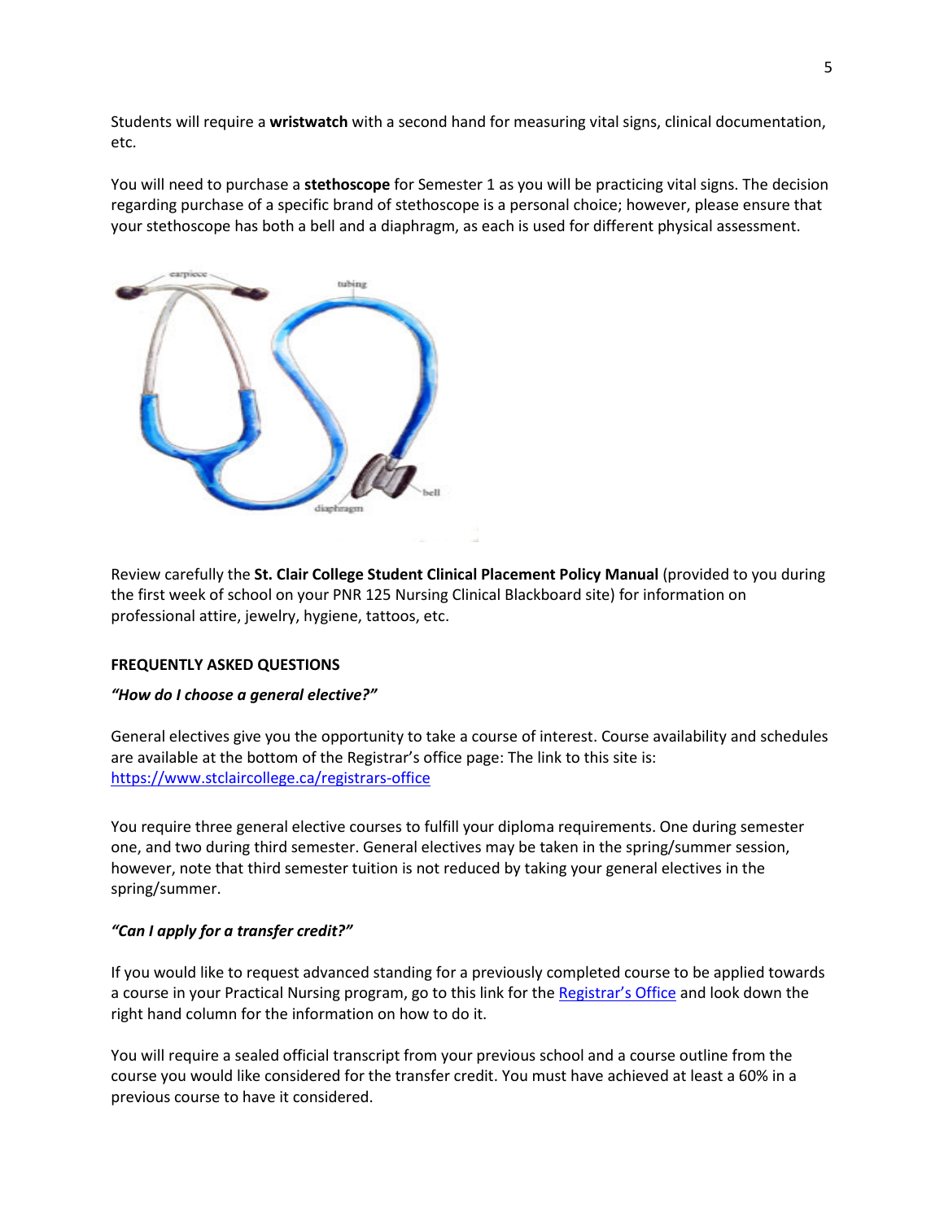Students will require a **wristwatch** with a second hand for measuring vital signs, clinical documentation, etc.

You will need to purchase a **stethoscope** for Semester 1 as you will be practicing vital signs. The decision regarding purchase of a specific brand of stethoscope is a personal choice; however, please ensure that your stethoscope has both a bell and a diaphragm, as each is used for different physical assessment.

Review carefully the **St. Clair College Student Clinical Placement Policy Manual** (provided to you during the first week of school on your PNR 125 Nursing Clinical Blackboard site) for information on professional attire, jewelry, hygiene, tattoos, etc.

**FREQUENTLY ASKED QUESTIONS**

***"How do I choose a general elective?"***

General electives give you the opportunity to take a course of interest. Course availability and schedules are available at the bottom of the Registrar's office page: The link to this site is: https://www.stclaircollege.ca/registrars-office

You require three general elective courses to fulfill your diploma requirements. One during semester one, and two during third semester. General electives may be taken in the spring/summer session, however, note that third semester tuition is not reduced by taking your general electives in the spring/summer.

***"Can I apply for a transfer credit?"***

If you would like to request advanced standing for a previously completed course to be applied towards a course in your Practical Nursing program, go to this link for the Registrar's Office and look down the right hand column for the information on how to do it.

You will require a sealed official transcript from your previous school and a course outline from the course you would like considered for the transfer credit. You must have achieved at least a 60% in a previous course to have it considered.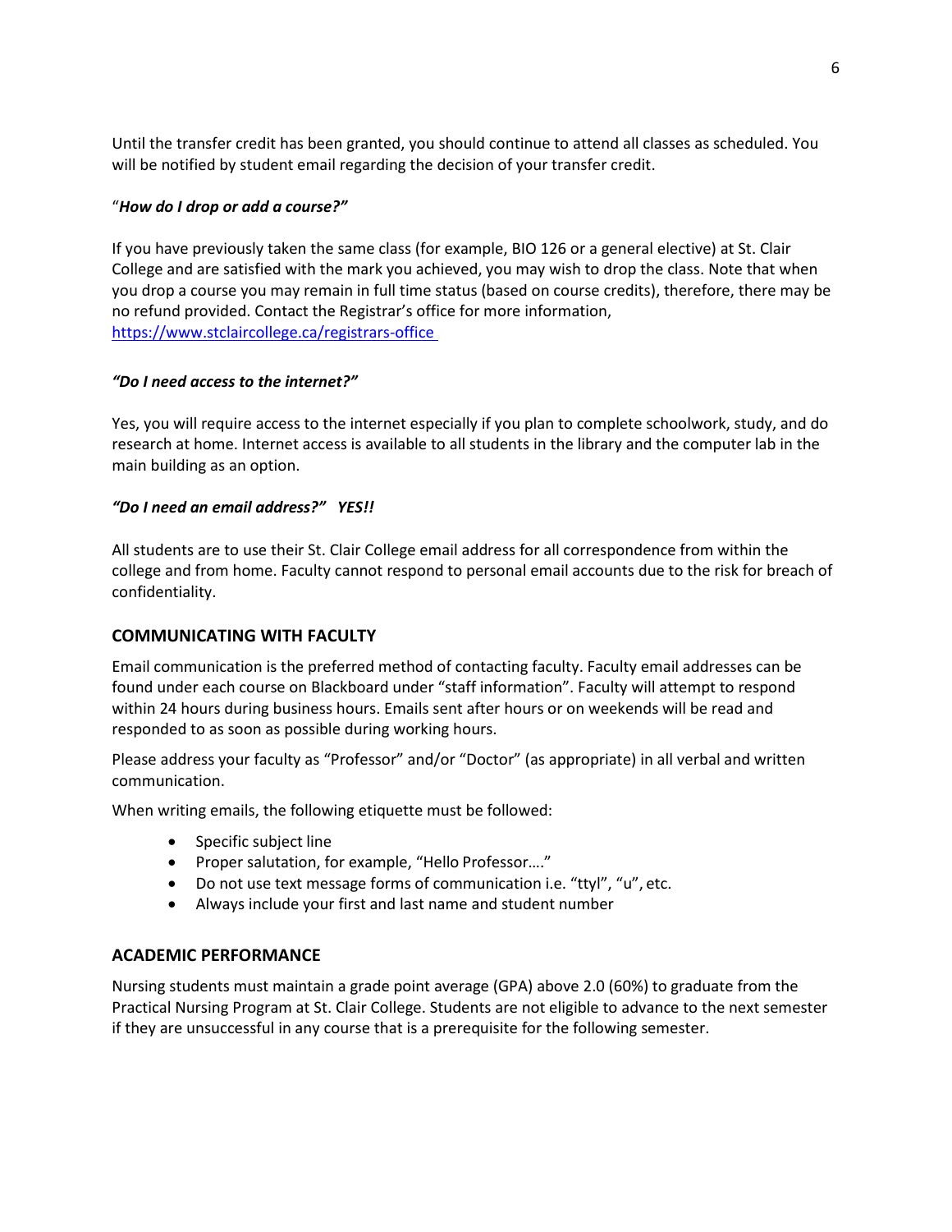Until the transfer credit has been granted, you should continue to attend all classes as scheduled. You will be notified by student email regarding the decision of your transfer credit.

"***How do I drop or add a course?"***

If you have previously taken the same class (for example, BIO 126 or a general elective) at St. Clair College and are satisfied with the mark you achieved, you may wish to drop the class. Note that when you drop a course you may remain in full time status (based on course credits), therefore, there may be no refund provided. Contact the Registrar's office for more information, https://www.stclaircollege.ca/registrars-office

***"Do I need access to the internet?"***

Yes, you will require access to the internet especially if you plan to complete schoolwork, study, and do research at home. Internet access is available to all students in the library and the computer lab in the main building as an option.

***"Do I need an email address?" YES!!***

All students are to use their St. Clair College email address for all correspondence from within the college and from home. Faculty cannot respond to personal email accounts due to the risk for breach of confidentiality.

## COMMUNICATING WITH FACULTY

Email communication is the preferred method of contacting faculty. Faculty email addresses can be found under each course on Blackboard under "staff information". Faculty will attempt to respond within 24 hours during business hours. Emails sent after hours or on weekends will be read and responded to as soon as possible during working hours.

Please address your faculty as "Professor" and/or "Doctor" (as appropriate) in all verbal and written communication.

When writing emails, the following etiquette must be followed:

- Specific subject line
- Proper salutation, for example, "Hello Professor…."
- Do not use text message forms of communication i.e. "ttyl", "u", etc.
- Always include your first and last name and student number

## ACADEMIC PERFORMANCE

Nursing students must maintain a grade point average (GPA) above 2.0 (60%) to graduate from the Practical Nursing Program at St. Clair College. Students are not eligible to advance to the next semester if they are unsuccessful in any course that is a prerequisite for the following semester.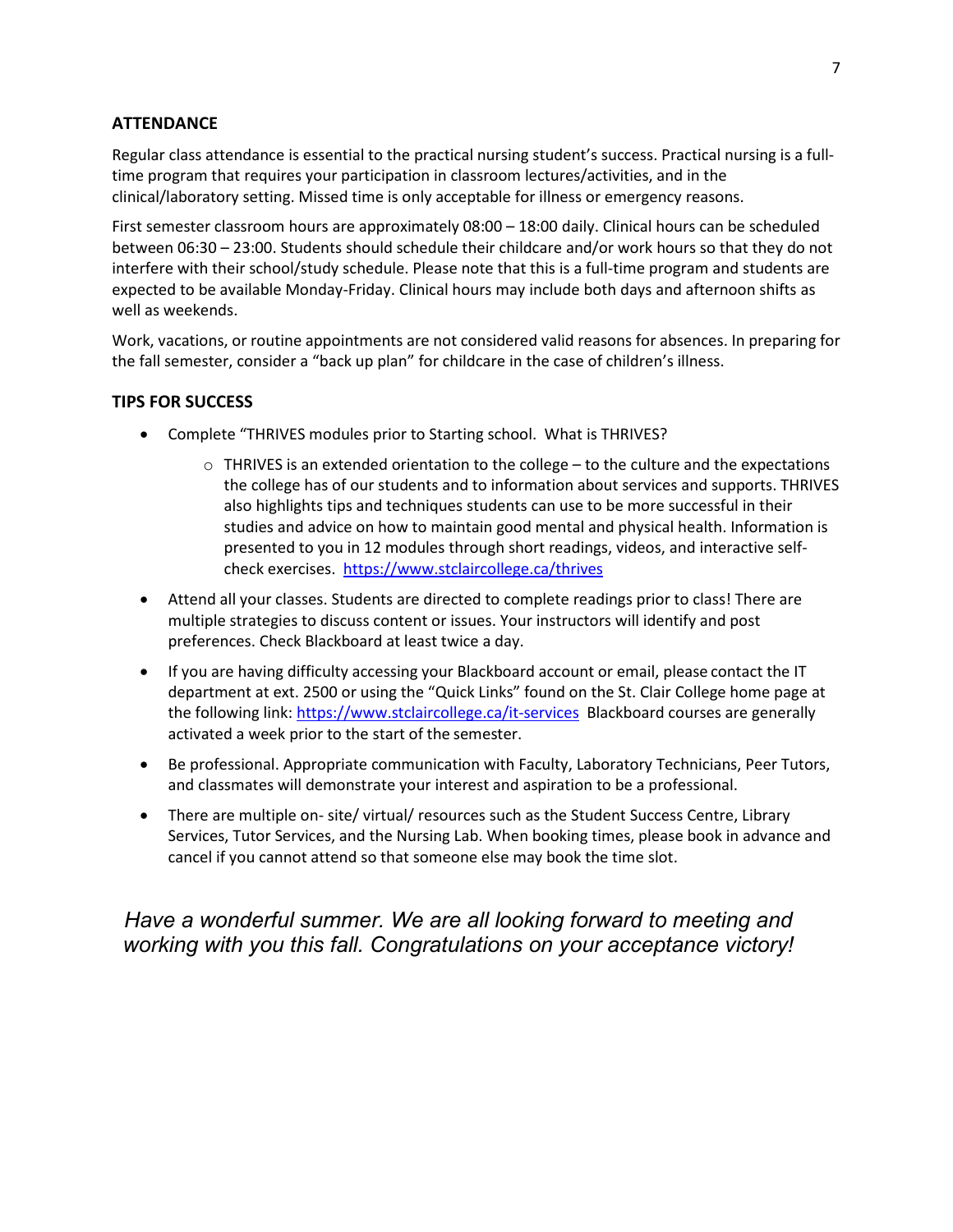## ATTENDANCE

Regular class attendance is essential to the practical nursing student's success. Practical nursing is a full-time program that requires your participation in classroom lectures/activities, and in the clinical/laboratory setting. Missed time is only acceptable for illness or emergency reasons.

First semester classroom hours are approximately 08:00 – 18:00 daily. Clinical hours can be scheduled between 06:30 – 23:00. Students should schedule their childcare and/or work hours so that they do not interfere with their school/study schedule. Please note that this is a full-time program and students are expected to be available Monday-Friday. Clinical hours may include both days and afternoon shifts as well as weekends.

Work, vacations, or routine appointments are not considered valid reasons for absences. In preparing for the fall semester, consider a "back up plan" for childcare in the case of children's illness.

## TIPS FOR SUCCESS

- Complete "THRIVES modules prior to Starting school. What is THRIVES?
  - THRIVES is an extended orientation to the college – to the culture and the expectations the college has of our students and to information about services and supports. THRIVES also highlights tips and techniques students can use to be more successful in their studies and advice on how to maintain good mental and physical health. Information is presented to you in 12 modules through short readings, videos, and interactive self-check exercises. https://www.stclaircollege.ca/thrives
- Attend all your classes. Students are directed to complete readings prior to class! There are multiple strategies to discuss content or issues. Your instructors will identify and post preferences. Check Blackboard at least twice a day.
- If you are having difficulty accessing your Blackboard account or email, please contact the IT department at ext. 2500 or using the "Quick Links" found on the St. Clair College home page at the following link: https://www.stclaircollege.ca/it-services Blackboard courses are generally activated a week prior to the start of the semester.
- Be professional. Appropriate communication with Faculty, Laboratory Technicians, Peer Tutors, and classmates will demonstrate your interest and aspiration to be a professional.
- There are multiple on- site/ virtual/ resources such as the Student Success Centre, Library Services, Tutor Services, and the Nursing Lab. When booking times, please book in advance and cancel if you cannot attend so that someone else may book the time slot.

*Have a wonderful summer. We are all looking forward to meeting and working with you this fall. Congratulations on your acceptance victory!*